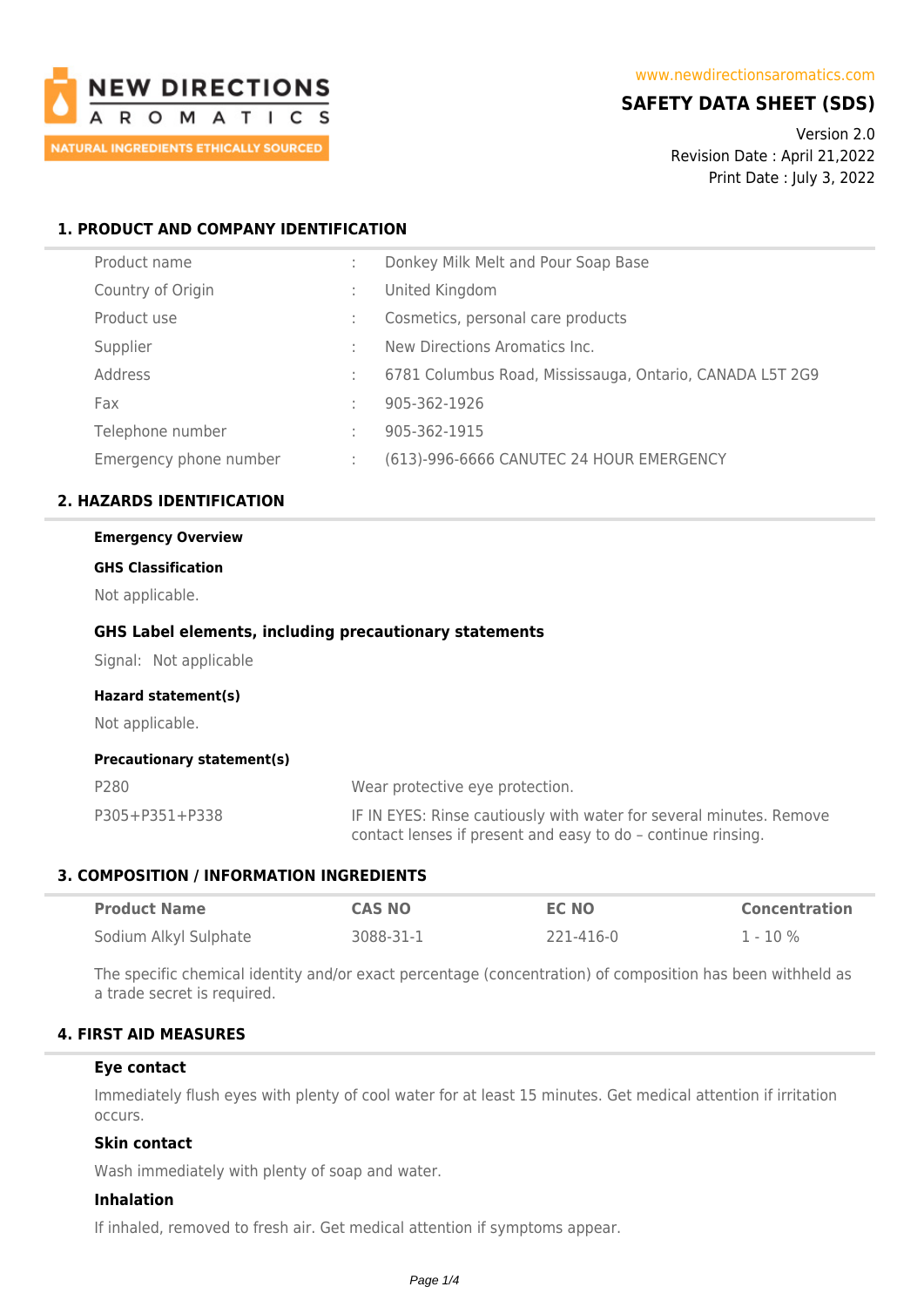NEW DIRECTIONS AROMATICS

NATURAL INGREDIENTS ETHICALLY SOURCED

www.newdirectionsaromatics.com

# SAFETY DATA SHEET (SDS)

Version 2.0
Revision Date : April 21,2022
Print Date : July 3, 2022

## 1. PRODUCT AND COMPANY IDENTIFICATION

| | | |
|---|---|---|
| Product name | : | Donkey Milk Melt and Pour Soap Base |
| Country of Origin | : | United Kingdom |
| Product use | : | Cosmetics, personal care products |
| Supplier | : | New Directions Aromatics Inc. |
| Address | : | 6781 Columbus Road, Mississauga, Ontario, CANADA L5T 2G9 |
| Fax | : | 905-362-1926 |
| Telephone number | : | 905-362-1915 |
| Emergency phone number | : | (613)-996-6666 CANUTEC 24 HOUR EMERGENCY |

## 2. HAZARDS IDENTIFICATION

**Emergency Overview**

**GHS Classification**

Not applicable.

### GHS Label elements, including precautionary statements

Signal: Not applicable

**Hazard statement(s)**

Not applicable.

**Precautionary statement(s)**

| | |
|---|---|
| P280 | Wear protective eye protection. |
| P305+P351+P338 | IF IN EYES: Rinse cautiously with water for several minutes. Remove contact lenses if present and easy to do – continue rinsing. |

## 3. COMPOSITION / INFORMATION INGREDIENTS

| Product Name | CAS NO | EC NO | Concentration |
|---|---|---|---|
| Sodium Alkyl Sulphate | 3088-31-1 | 221-416-0 | 1 - 10 % |

The specific chemical identity and/or exact percentage (concentration) of composition has been withheld as a trade secret is required.

## 4. FIRST AID MEASURES

**Eye contact**

Immediately flush eyes with plenty of cool water for at least 15 minutes. Get medical attention if irritation occurs.

**Skin contact**

Wash immediately with plenty of soap and water.

**Inhalation**

If inhaled, removed to fresh air. Get medical attention if symptoms appear.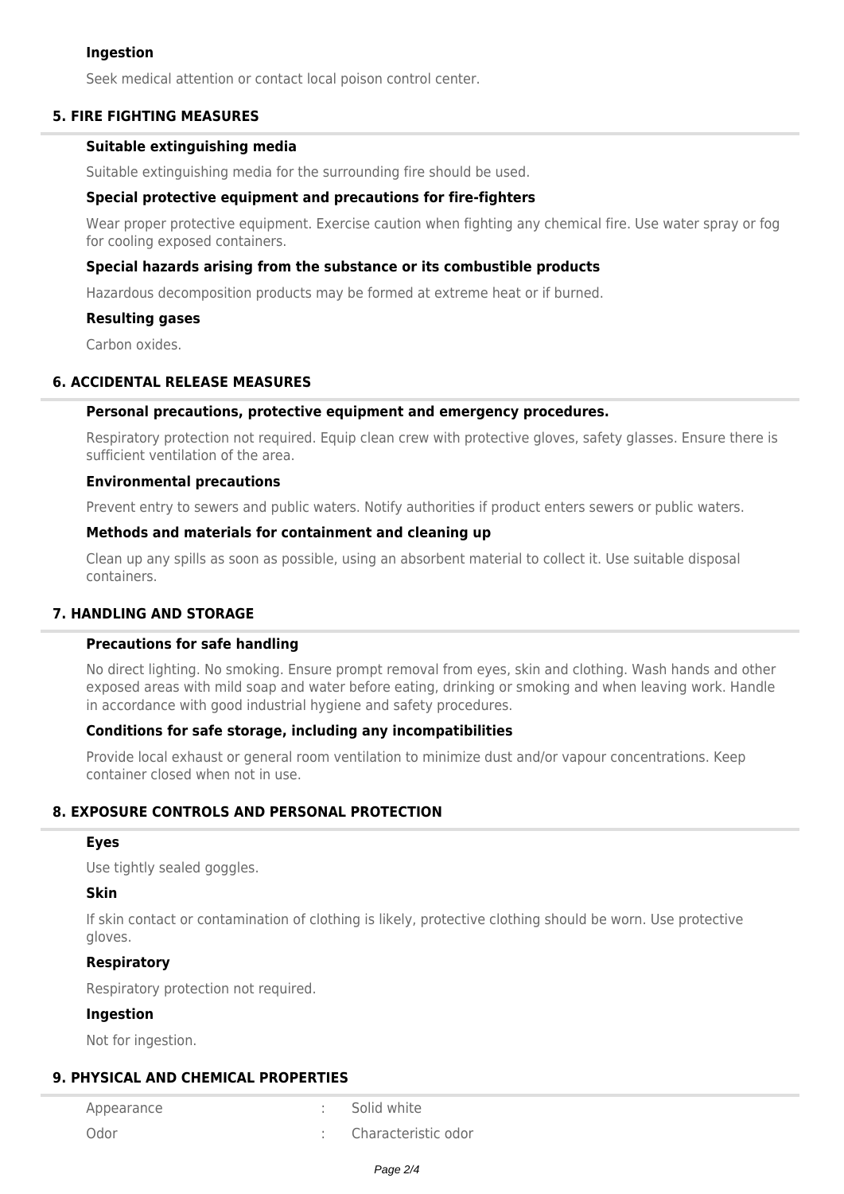### Ingestion

Seek medical attention or contact local poison control center.

## 5. FIRE FIGHTING MEASURES

### Suitable extinguishing media

Suitable extinguishing media for the surrounding fire should be used.

### Special protective equipment and precautions for fire-fighters

Wear proper protective equipment. Exercise caution when fighting any chemical fire. Use water spray or fog for cooling exposed containers.

### Special hazards arising from the substance or its combustible products

Hazardous decomposition products may be formed at extreme heat or if burned.

### Resulting gases

Carbon oxides.

## 6. ACCIDENTAL RELEASE MEASURES

### Personal precautions, protective equipment and emergency procedures.

Respiratory protection not required. Equip clean crew with protective gloves, safety glasses. Ensure there is sufficient ventilation of the area.

### Environmental precautions

Prevent entry to sewers and public waters. Notify authorities if product enters sewers or public waters.

### Methods and materials for containment and cleaning up

Clean up any spills as soon as possible, using an absorbent material to collect it. Use suitable disposal containers.

## 7. HANDLING AND STORAGE

### Precautions for safe handling

No direct lighting. No smoking. Ensure prompt removal from eyes, skin and clothing. Wash hands and other exposed areas with mild soap and water before eating, drinking or smoking and when leaving work. Handle in accordance with good industrial hygiene and safety procedures.

### Conditions for safe storage, including any incompatibilities

Provide local exhaust or general room ventilation to minimize dust and/or vapour concentrations. Keep container closed when not in use.

## 8. EXPOSURE CONTROLS AND PERSONAL PROTECTION

### Eyes

Use tightly sealed goggles.

### Skin

If skin contact or contamination of clothing is likely, protective clothing should be worn. Use protective gloves.

### Respiratory

Respiratory protection not required.

### Ingestion

Not for ingestion.

## 9. PHYSICAL AND CHEMICAL PROPERTIES

| | | |
|---|---|---|
| Appearance | : | Solid white |
| Odor | : | Characteristic odor |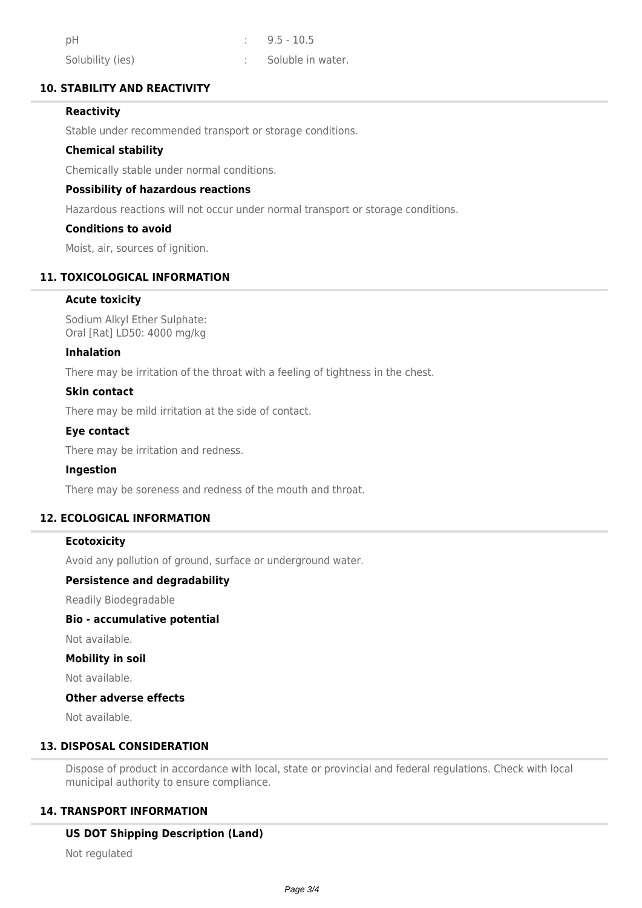| | | |
|---|---|---|
| pH | : | 9.5 - 10.5 |
| Solubility (ies) | : | Soluble in water. |

## 10. STABILITY AND REACTIVITY

### Reactivity

Stable under recommended transport or storage conditions.

### Chemical stability

Chemically stable under normal conditions.

### Possibility of hazardous reactions

Hazardous reactions will not occur under normal transport or storage conditions.

### Conditions to avoid

Moist, air, sources of ignition.

## 11. TOXICOLOGICAL INFORMATION

### Acute toxicity

Sodium Alkyl Ether Sulphate:
Oral [Rat] LD50: 4000 mg/kg

### Inhalation

There may be irritation of the throat with a feeling of tightness in the chest.

### Skin contact

There may be mild irritation at the side of contact.

### Eye contact

There may be irritation and redness.

### Ingestion

There may be soreness and redness of the mouth and throat.

## 12. ECOLOGICAL INFORMATION

### Ecotoxicity

Avoid any pollution of ground, surface or underground water.

### Persistence and degradability

Readily Biodegradable

### Bio - accumulative potential

Not available.

### Mobility in soil

Not available.

### Other adverse effects

Not available.

## 13. DISPOSAL CONSIDERATION

Dispose of product in accordance with local, state or provincial and federal regulations. Check with local municipal authority to ensure compliance.

## 14. TRANSPORT INFORMATION

### US DOT Shipping Description (Land)

Not regulated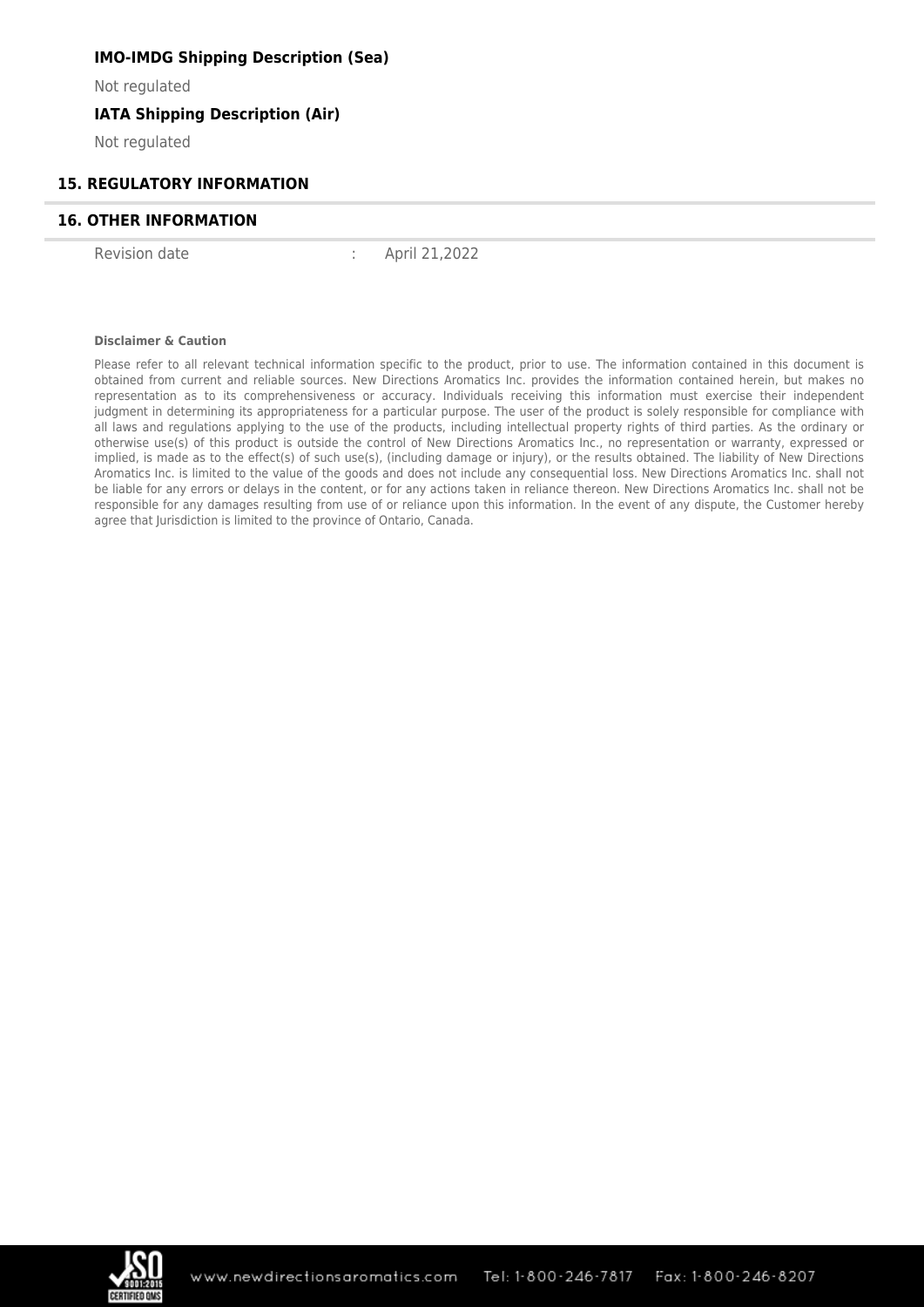**IMO-IMDG Shipping Description (Sea)**

Not regulated

**IATA Shipping Description (Air)**

Not regulated

## 15. REGULATORY INFORMATION

## 16. OTHER INFORMATION

Revision date : April 21,2022

**Disclaimer & Caution**

Please refer to all relevant technical information specific to the product, prior to use. The information contained in this document is obtained from current and reliable sources. New Directions Aromatics Inc. provides the information contained herein, but makes no representation as to its comprehensiveness or accuracy. Individuals receiving this information must exercise their independent judgment in determining its appropriateness for a particular purpose. The user of the product is solely responsible for compliance with all laws and regulations applying to the use of the products, including intellectual property rights of third parties. As the ordinary or otherwise use(s) of this product is outside the control of New Directions Aromatics Inc., no representation or warranty, expressed or implied, is made as to the effect(s) of such use(s), (including damage or injury), or the results obtained. The liability of New Directions Aromatics Inc. is limited to the value of the goods and does not include any consequential loss. New Directions Aromatics Inc. shall not be liable for any errors or delays in the content, or for any actions taken in reliance thereon. New Directions Aromatics Inc. shall not be responsible for any damages resulting from use of or reliance upon this information. In the event of any dispute, the Customer hereby agree that Jurisdiction is limited to the province of Ontario, Canada.